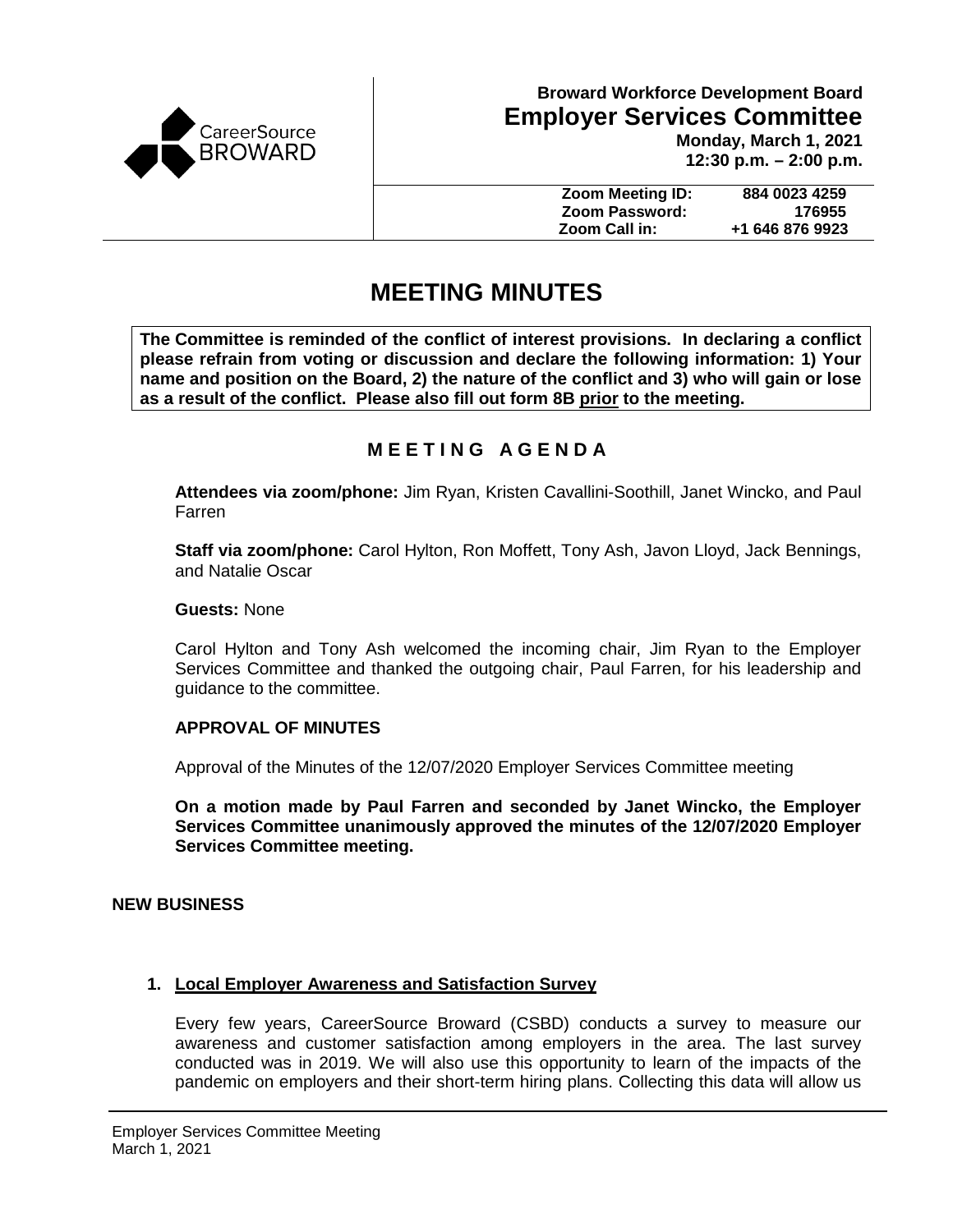CareerSource BROWARD

**Broward Workforce Development Board**

# Employer Services Committee

**Monday, March 1, 2021**
**12:30 p.m. – 2:00 p.m.**

| | |
|---|---|
| **Zoom Meeting ID:** | **884 0023 4259** |
| **Zoom Password:** | **176955** |
| **Zoom Call in:** | **+1 646 876 9923** |

# MEETING MINUTES

**The Committee is reminded of the conflict of interest provisions. In declaring a conflict please refrain from voting or discussion and declare the following information: 1) Your name and position on the Board, 2) the nature of the conflict and 3) who will gain or lose as a result of the conflict. Please also fill out form 8B <u>prior</u> to the meeting.**

## M E E T I N G A G E N D A

**Attendees via zoom/phone:** Jim Ryan, Kristen Cavallini-Soothill, Janet Wincko, and Paul Farren

**Staff via zoom/phone:** Carol Hylton, Ron Moffett, Tony Ash, Javon Lloyd, Jack Bennings, and Natalie Oscar

**Guests:** None

Carol Hylton and Tony Ash welcomed the incoming chair, Jim Ryan to the Employer Services Committee and thanked the outgoing chair, Paul Farren, for his leadership and guidance to the committee.

### APPROVAL OF MINUTES

Approval of the Minutes of the 12/07/2020 Employer Services Committee meeting

**On a motion made by Paul Farren and seconded by Janet Wincko, the Employer Services Committee unanimously approved the minutes of the 12/07/2020 Employer Services Committee meeting.**

### NEW BUSINESS

**1. <u>Local Employer Awareness and Satisfaction Survey</u>**

Every few years, CareerSource Broward (CSBD) conducts a survey to measure our awareness and customer satisfaction among employers in the area. The last survey conducted was in 2019. We will also use this opportunity to learn of the impacts of the pandemic on employers and their short-term hiring plans. Collecting this data will allow us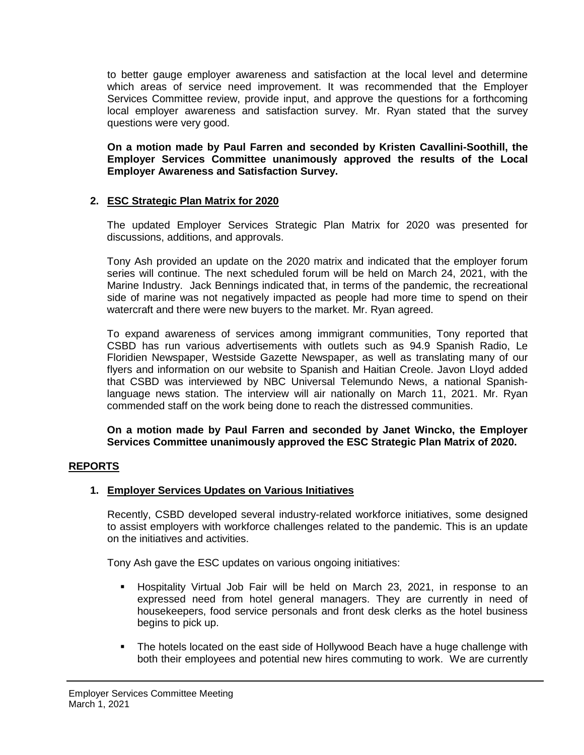to better gauge employer awareness and satisfaction at the local level and determine which areas of service need improvement. It was recommended that the Employer Services Committee review, provide input, and approve the questions for a forthcoming local employer awareness and satisfaction survey. Mr. Ryan stated that the survey questions were very good.

**On a motion made by Paul Farren and seconded by Kristen Cavallini-Soothill, the Employer Services Committee unanimously approved the results of the Local Employer Awareness and Satisfaction Survey.**

2. **ESC Strategic Plan Matrix for 2020**

The updated Employer Services Strategic Plan Matrix for 2020 was presented for discussions, additions, and approvals.

Tony Ash provided an update on the 2020 matrix and indicated that the employer forum series will continue. The next scheduled forum will be held on March 24, 2021, with the Marine Industry. Jack Bennings indicated that, in terms of the pandemic, the recreational side of marine was not negatively impacted as people had more time to spend on their watercraft and there were new buyers to the market. Mr. Ryan agreed.

To expand awareness of services among immigrant communities, Tony reported that CSBD has run various advertisements with outlets such as 94.9 Spanish Radio, Le Floridien Newspaper, Westside Gazette Newspaper, as well as translating many of our flyers and information on our website to Spanish and Haitian Creole. Javon Lloyd added that CSBD was interviewed by NBC Universal Telemundo News, a national Spanish-language news station. The interview will air nationally on March 11, 2021. Mr. Ryan commended staff on the work being done to reach the distressed communities.

**On a motion made by Paul Farren and seconded by Janet Wincko, the Employer Services Committee unanimously approved the ESC Strategic Plan Matrix of 2020.**

## REPORTS

1. **Employer Services Updates on Various Initiatives**

Recently, CSBD developed several industry-related workforce initiatives, some designed to assist employers with workforce challenges related to the pandemic. This is an update on the initiatives and activities.

Tony Ash gave the ESC updates on various ongoing initiatives:

- Hospitality Virtual Job Fair will be held on March 23, 2021, in response to an expressed need from hotel general managers. They are currently in need of housekeepers, food service personals and front desk clerks as the hotel business begins to pick up.
- The hotels located on the east side of Hollywood Beach have a huge challenge with both their employees and potential new hires commuting to work. We are currently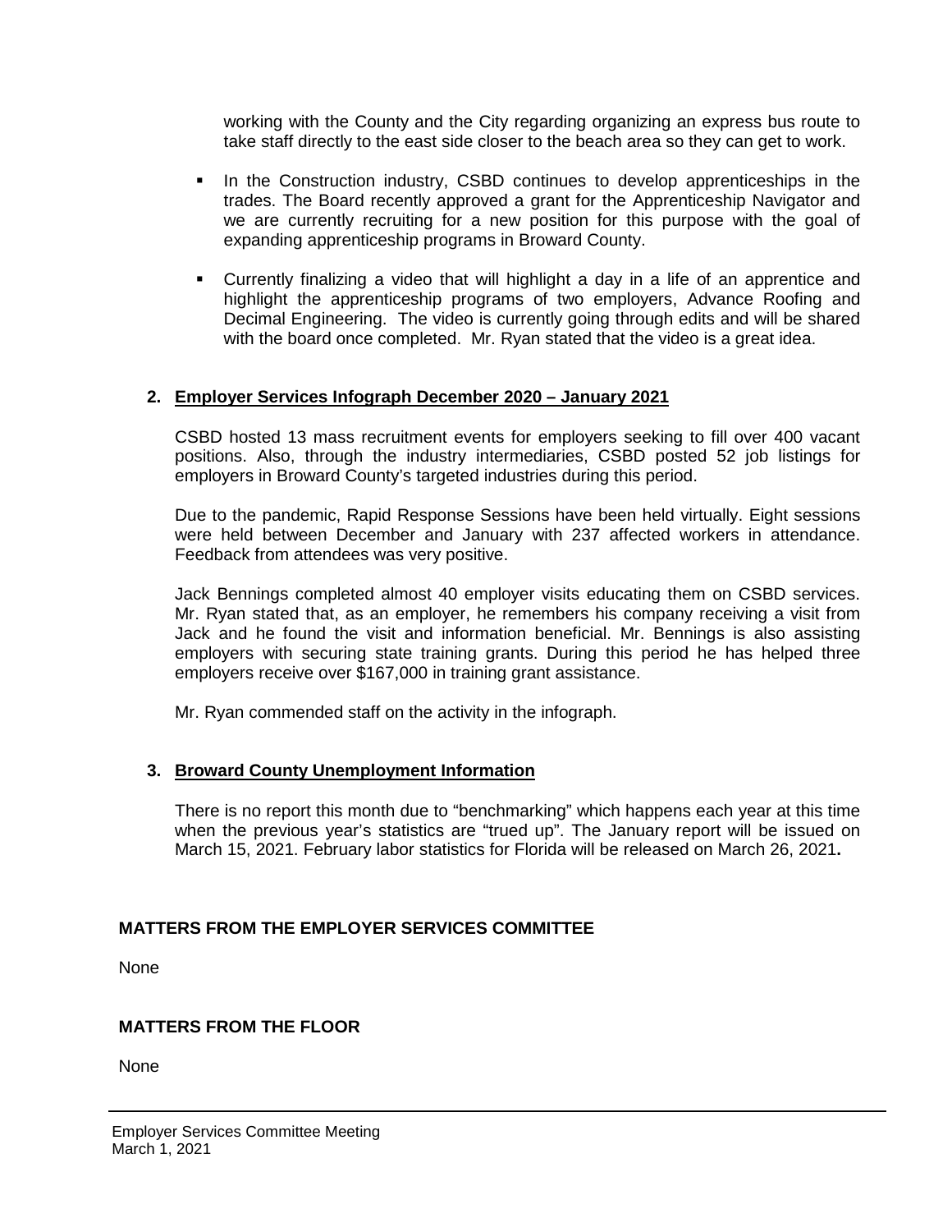working with the County and the City regarding organizing an express bus route to take staff directly to the east side closer to the beach area so they can get to work.

- In the Construction industry, CSBD continues to develop apprenticeships in the trades. The Board recently approved a grant for the Apprenticeship Navigator and we are currently recruiting for a new position for this purpose with the goal of expanding apprenticeship programs in Broward County.

- Currently finalizing a video that will highlight a day in a life of an apprentice and highlight the apprenticeship programs of two employers, Advance Roofing and Decimal Engineering. The video is currently going through edits and will be shared with the board once completed. Mr. Ryan stated that the video is a great idea.

**2. <u>Employer Services Infograph December 2020 – January 2021</u>**

CSBD hosted 13 mass recruitment events for employers seeking to fill over 400 vacant positions. Also, through the industry intermediaries, CSBD posted 52 job listings for employers in Broward County's targeted industries during this period.

Due to the pandemic, Rapid Response Sessions have been held virtually. Eight sessions were held between December and January with 237 affected workers in attendance. Feedback from attendees was very positive.

Jack Bennings completed almost 40 employer visits educating them on CSBD services. Mr. Ryan stated that, as an employer, he remembers his company receiving a visit from Jack and he found the visit and information beneficial. Mr. Bennings is also assisting employers with securing state training grants. During this period he has helped three employers receive over $167,000 in training grant assistance.

Mr. Ryan commended staff on the activity in the infograph.

**3. <u>Broward County Unemployment Information</u>**

There is no report this month due to "benchmarking" which happens each year at this time when the previous year's statistics are "trued up". The January report will be issued on March 15, 2021. February labor statistics for Florida will be released on March 26, 2021**.**

**MATTERS FROM THE EMPLOYER SERVICES COMMITTEE**

None

**MATTERS FROM THE FLOOR**

None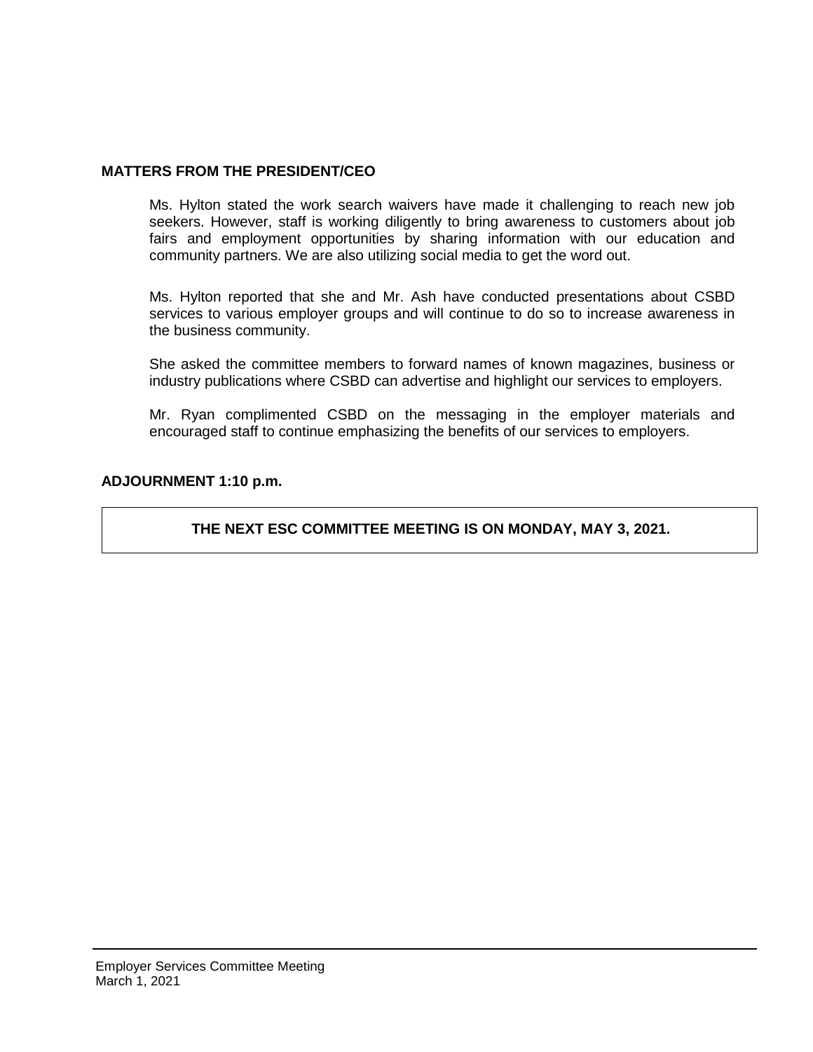**MATTERS FROM THE PRESIDENT/CEO**

Ms. Hylton stated the work search waivers have made it challenging to reach new job seekers. However, staff is working diligently to bring awareness to customers about job fairs and employment opportunities by sharing information with our education and community partners. We are also utilizing social media to get the word out.

Ms. Hylton reported that she and Mr. Ash have conducted presentations about CSBD services to various employer groups and will continue to do so to increase awareness in the business community.

She asked the committee members to forward names of known magazines, business or industry publications where CSBD can advertise and highlight our services to employers.

Mr. Ryan complimented CSBD on the messaging in the employer materials and encouraged staff to continue emphasizing the benefits of our services to employers.

**ADJOURNMENT 1:10 p.m.**

**THE NEXT ESC COMMITTEE MEETING IS ON MONDAY, MAY 3, 2021.**